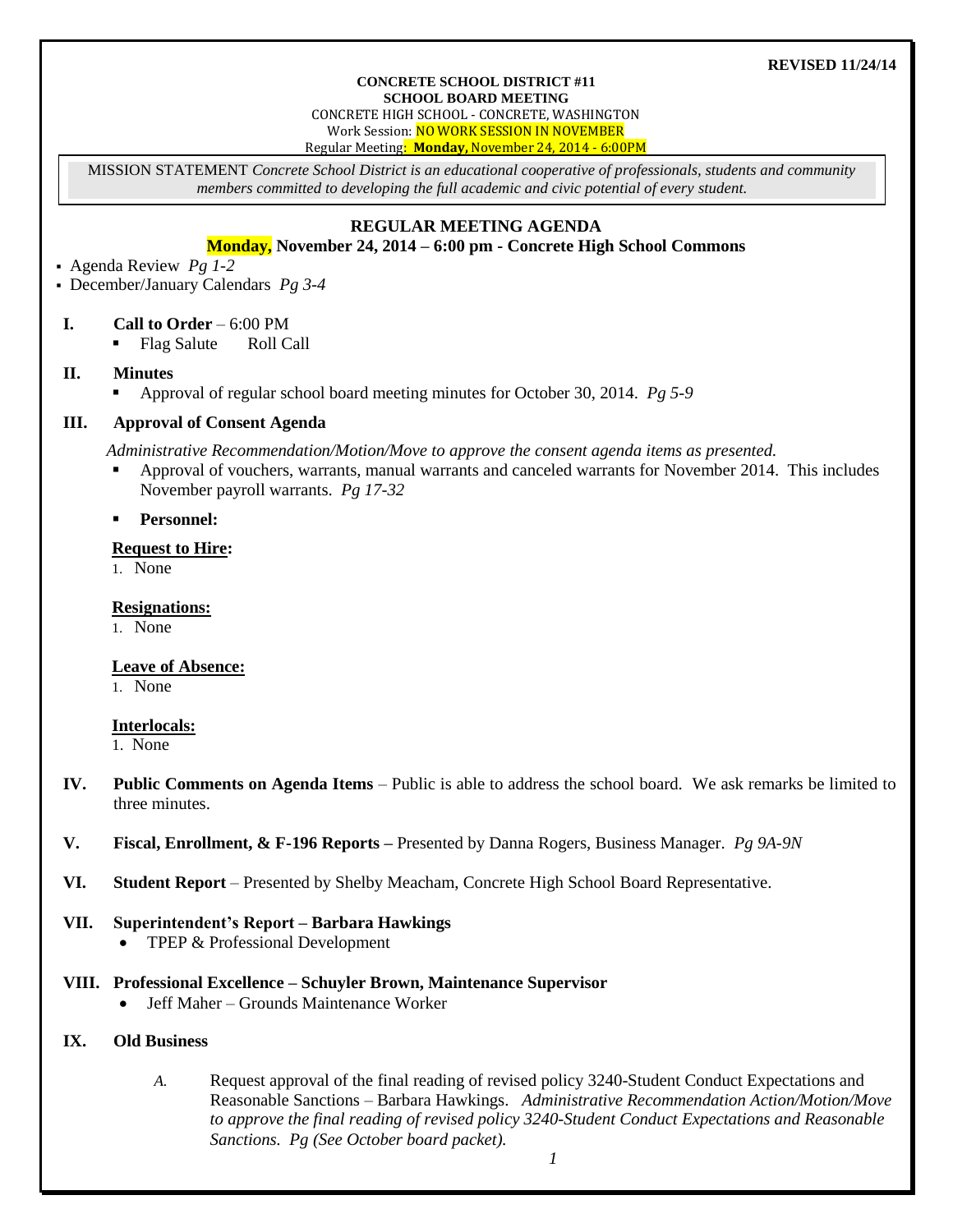**REVISED 11/24/14**

**CONCRETE SCHOOL DISTRICT #11**
**SCHOOL BOARD MEETING**
CONCRETE HIGH SCHOOL - CONCRETE, WASHINGTON
Work Session: NO WORK SESSION IN NOVEMBER
Regular Meeting: **Monday,** November 24, 2014 - 6:00PM

MISSION STATEMENT *Concrete School District is an educational cooperative of professionals, students and community members committed to developing the full academic and civic potential of every student.*

## REGULAR MEETING AGENDA

**Monday, November 24, 2014 – 6:00 pm - Concrete High School Commons**

- Agenda Review *Pg 1-2*
- December/January Calendars *Pg 3-4*

**I. Call to Order** – 6:00 PM

- Flag Salute Roll Call

**II. Minutes**

- Approval of regular school board meeting minutes for October 30, 2014. *Pg 5-9*

**III. Approval of Consent Agenda**

*Administrative Recommendation/Motion/Move to approve the consent agenda items as presented.*

- Approval of vouchers, warrants, manual warrants and canceled warrants for November 2014. This includes November payroll warrants. *Pg 17-32*
- **Personnel:**

**Request to Hire:**

1. None

**Resignations:**

1. None

**Leave of Absence:**

1. None

**Interlocals:**

1. None

**IV. Public Comments on Agenda Items** – Public is able to address the school board. We ask remarks be limited to three minutes.

**V. Fiscal, Enrollment, & F-196 Reports –** Presented by Danna Rogers, Business Manager. *Pg 9A-9N*

**VI. Student Report** – Presented by Shelby Meacham, Concrete High School Board Representative.

**VII. Superintendent's Report – Barbara Hawkings**

- TPEP & Professional Development

**VIII. Professional Excellence – Schuyler Brown, Maintenance Supervisor**

- Jeff Maher – Grounds Maintenance Worker

**IX. Old Business**

*A.* Request approval of the final reading of revised policy 3240-Student Conduct Expectations and Reasonable Sanctions – Barbara Hawkings. *Administrative Recommendation Action/Motion/Move to approve the final reading of revised policy 3240-Student Conduct Expectations and Reasonable Sanctions. Pg (See October board packet).*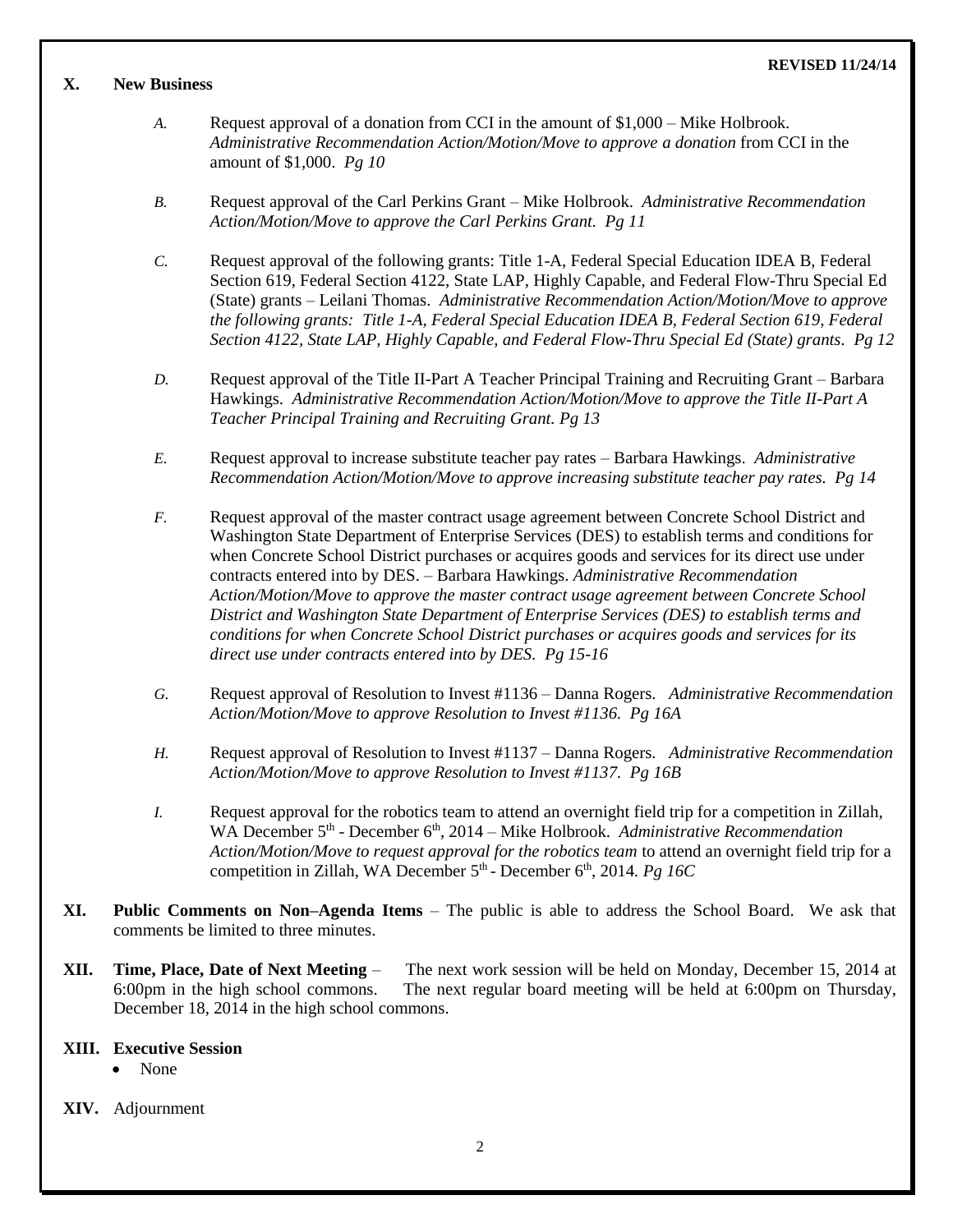**REVISED 11/24/14**

## X. New Business

*A.* Request approval of a donation from CCI in the amount of $1,000 – Mike Holbrook. *Administrative Recommendation Action/Motion/Move to approve a donation* from CCI in the amount of $1,000. *Pg 10*

*B.* Request approval of the Carl Perkins Grant – Mike Holbrook. *Administrative Recommendation Action/Motion/Move to approve the Carl Perkins Grant. Pg 11*

*C.* Request approval of the following grants: Title 1-A, Federal Special Education IDEA B, Federal Section 619, Federal Section 4122, State LAP, Highly Capable, and Federal Flow-Thru Special Ed (State) grants – Leilani Thomas. *Administrative Recommendation Action/Motion/Move to approve the following grants: Title 1-A, Federal Special Education IDEA B, Federal Section 619, Federal Section 4122, State LAP, Highly Capable, and Federal Flow-Thru Special Ed (State) grants. Pg 12*

*D.* Request approval of the Title II-Part A Teacher Principal Training and Recruiting Grant – Barbara Hawkings. *Administrative Recommendation Action/Motion/Move to approve the Title II-Part A Teacher Principal Training and Recruiting Grant. Pg 13*

*E.* Request approval to increase substitute teacher pay rates – Barbara Hawkings. *Administrative Recommendation Action/Motion/Move to approve increasing substitute teacher pay rates. Pg 14*

*F.* Request approval of the master contract usage agreement between Concrete School District and Washington State Department of Enterprise Services (DES) to establish terms and conditions for when Concrete School District purchases or acquires goods and services for its direct use under contracts entered into by DES. – Barbara Hawkings. *Administrative Recommendation Action/Motion/Move to approve the master contract usage agreement between Concrete School District and Washington State Department of Enterprise Services (DES) to establish terms and conditions for when Concrete School District purchases or acquires goods and services for its direct use under contracts entered into by DES. Pg 15-16*

*G.* Request approval of Resolution to Invest #1136 – Danna Rogers. *Administrative Recommendation Action/Motion/Move to approve Resolution to Invest #1136. Pg 16A*

*H.* Request approval of Resolution to Invest #1137 – Danna Rogers. *Administrative Recommendation Action/Motion/Move to approve Resolution to Invest #1137. Pg 16B*

*I.* Request approval for the robotics team to attend an overnight field trip for a competition in Zillah, WA December 5th - December 6th, 2014 – Mike Holbrook. *Administrative Recommendation Action/Motion/Move to request approval for the robotics team* to attend an overnight field trip for a competition in Zillah, WA December 5th - December 6th, 2014. *Pg 16C*

**XI. Public Comments on Non–Agenda Items** – The public is able to address the School Board. We ask that comments be limited to three minutes.

**XII. Time, Place, Date of Next Meeting** – The next work session will be held on Monday, December 15, 2014 at 6:00pm in the high school commons. The next regular board meeting will be held at 6:00pm on Thursday, December 18, 2014 in the high school commons.

**XIII. Executive Session**

- None

**XIV.** Adjournment